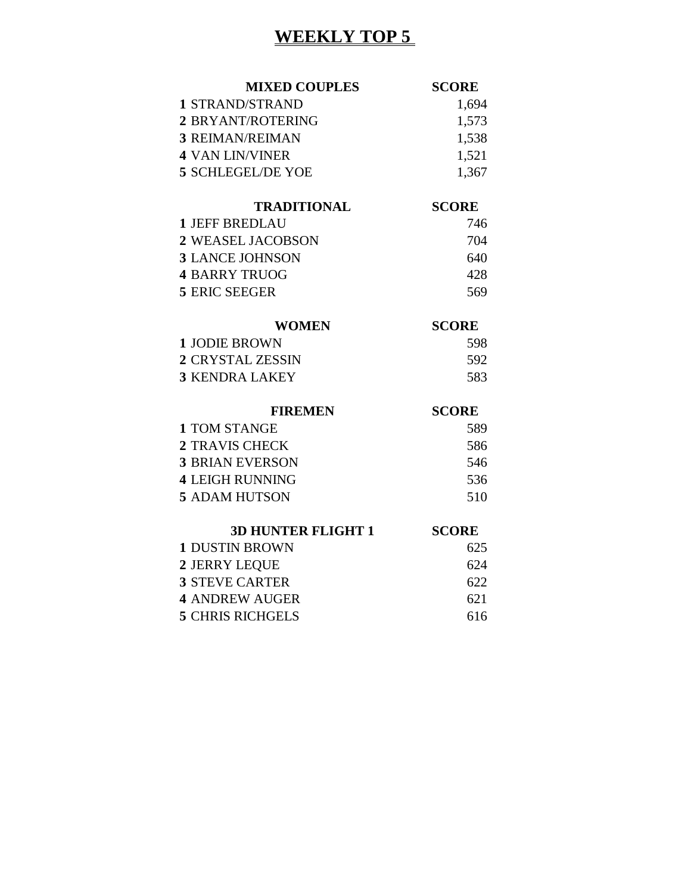# WEEKLY TOP 5

| | MIXED COUPLES | SCORE |
|---|---|---|
| 1 | STRAND/STRAND | 1,694 |
| 2 | BRYANT/ROTERING | 1,573 |
| 3 | REIMAN/REIMAN | 1,538 |
| 4 | VAN LIN/VINER | 1,521 |
| 5 | SCHLEGEL/DE YOE | 1,367 |

| | TRADITIONAL | SCORE |
|---|---|---|
| 1 | JEFF BREDLAU | 746 |
| 2 | WEASEL JACOBSON | 704 |
| 3 | LANCE JOHNSON | 640 |
| 4 | BARRY TRUOG | 428 |
| 5 | ERIC SEEGER | 569 |

| | WOMEN | SCORE |
|---|---|---|
| 1 | JODIE BROWN | 598 |
| 2 | CRYSTAL ZESSIN | 592 |
| 3 | KENDRA LAKEY | 583 |

| | FIREMEN | SCORE |
|---|---|---|
| 1 | TOM STANGE | 589 |
| 2 | TRAVIS CHECK | 586 |
| 3 | BRIAN EVERSON | 546 |
| 4 | LEIGH RUNNING | 536 |
| 5 | ADAM HUTSON | 510 |

| | 3D HUNTER FLIGHT 1 | SCORE |
|---|---|---|
| 1 | DUSTIN BROWN | 625 |
| 2 | JERRY LEQUE | 624 |
| 3 | STEVE CARTER | 622 |
| 4 | ANDREW AUGER | 621 |
| 5 | CHRIS RICHGELS | 616 |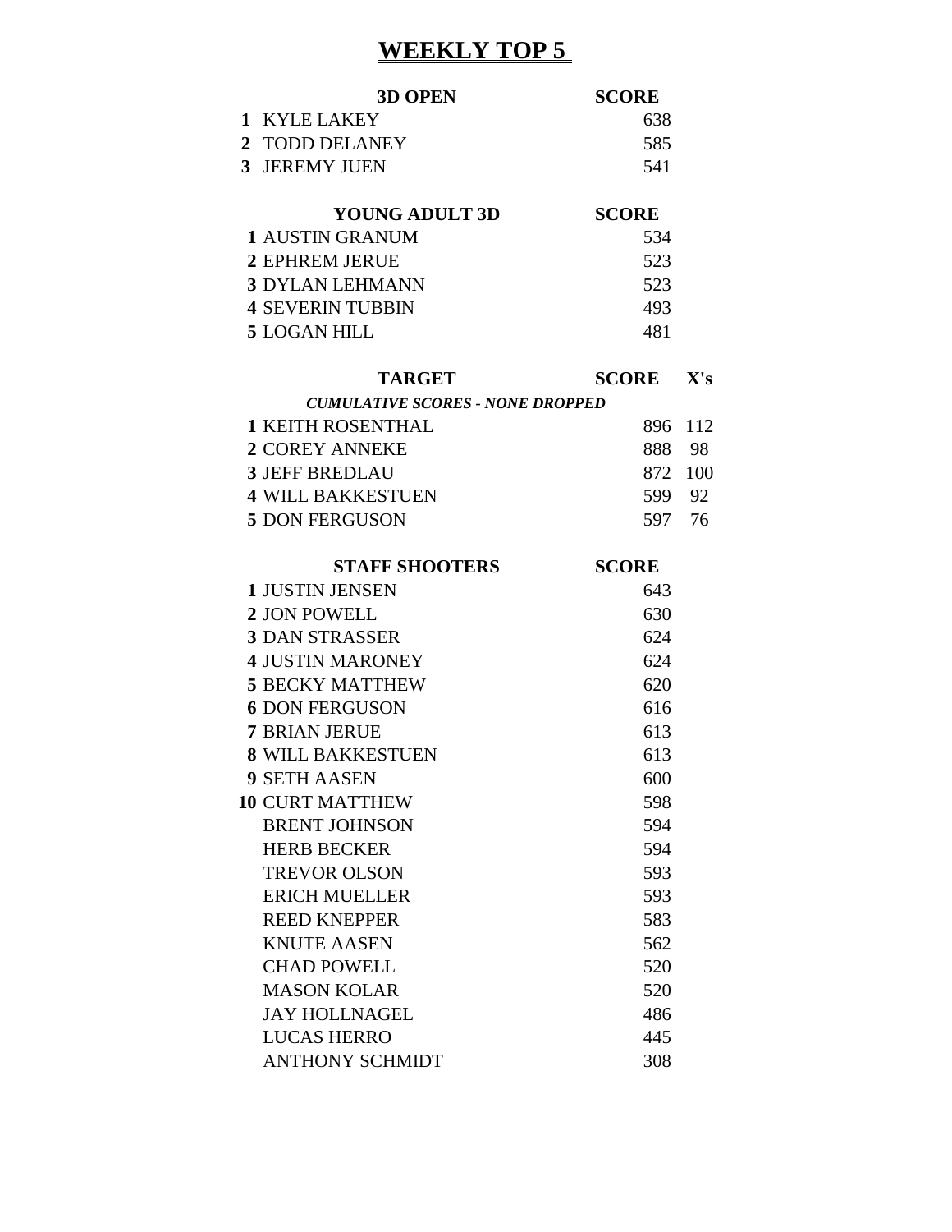# WEEKLY TOP 5

| | 3D OPEN | SCORE |
|---|---|---|
| 1 | KYLE LAKEY | 638 |
| 2 | TODD DELANEY | 585 |
| 3 | JEREMY JUEN | 541 |

| | YOUNG ADULT 3D | SCORE |
|---|---|---|
| 1 | AUSTIN GRANUM | 534 |
| 2 | EPHREM JERUE | 523 |
| 3 | DYLAN LEHMANN | 523 |
| 4 | SEVERIN TUBBIN | 493 |
| 5 | LOGAN HILL | 481 |

***CUMULATIVE SCORES - NONE DROPPED***

| | TARGET | SCORE | X's |
|---|---|---|---|
| 1 | KEITH ROSENTHAL | 896 | 112 |
| 2 | COREY ANNEKE | 888 | 98 |
| 3 | JEFF BREDLAU | 872 | 100 |
| 4 | WILL BAKKESTUEN | 599 | 92 |
| 5 | DON FERGUSON | 597 | 76 |

| | STAFF SHOOTERS | SCORE |
|---|---|---|
| 1 | JUSTIN JENSEN | 643 |
| 2 | JON POWELL | 630 |
| 3 | DAN STRASSER | 624 |
| 4 | JUSTIN MARONEY | 624 |
| 5 | BECKY MATTHEW | 620 |
| 6 | DON FERGUSON | 616 |
| 7 | BRIAN JERUE | 613 |
| 8 | WILL BAKKESTUEN | 613 |
| 9 | SETH AASEN | 600 |
| 10 | CURT MATTHEW | 598 |
| | BRENT JOHNSON | 594 |
| | HERB BECKER | 594 |
| | TREVOR OLSON | 593 |
| | ERICH MUELLER | 593 |
| | REED KNEPPER | 583 |
| | KNUTE AASEN | 562 |
| | CHAD POWELL | 520 |
| | MASON KOLAR | 520 |
| | JAY HOLLNAGEL | 486 |
| | LUCAS HERRO | 445 |
| | ANTHONY SCHMIDT | 308 |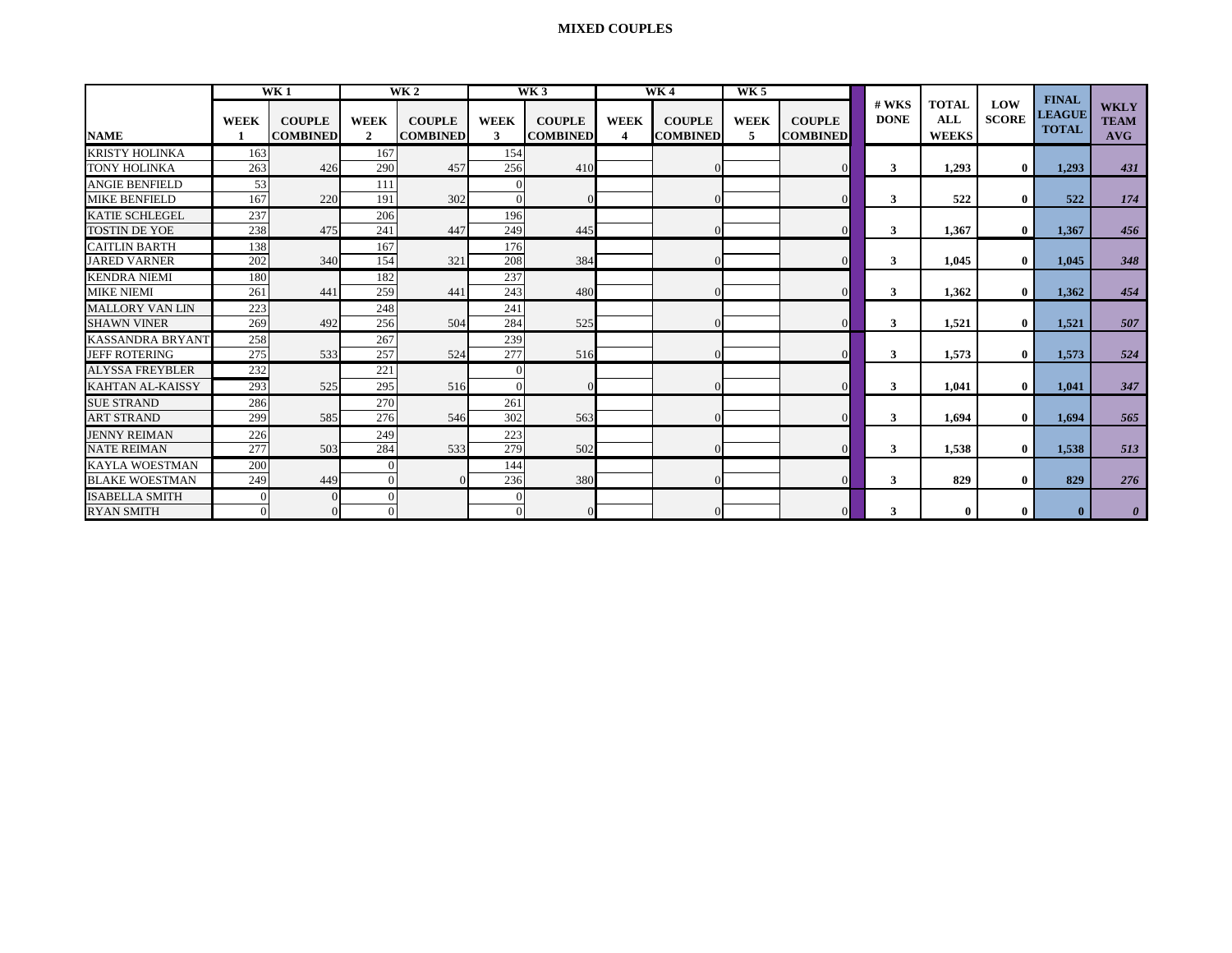# MIXED COUPLES

| NAME | WK 1 WEEK 1 | WK 1 COUPLE COMBINED | WK 2 WEEK 2 | WK 2 COUPLE COMBINED | WK 3 WEEK 3 | WK 3 COUPLE COMBINED | WK 4 WEEK 4 | WK 4 COUPLE COMBINED | WK 5 WEEK 5 | WK 5 COUPLE COMBINED | # WKS DONE | TOTAL ALL WEEKS | LOW SCORE | FINAL LEAGUE TOTAL | WKLY TEAM AVG |
|---|---|---|---|---|---|---|---|---|---|---|---|---|---|---|---|
| KRISTY HOLINKA | 163 | | 167 | | 154 | | | | | | | | | | |
| TONY HOLINKA | 263 | 426 | 290 | 457 | 256 | 410 | | 0 | | 0 | 3 | 1,293 | 0 | 1,293 | 431 |
| ANGIE BENFIELD | 53 | | 111 | | 0 | | | | | | | | | | |
| MIKE BENFIELD | 167 | 220 | 191 | 302 | 0 | 0 | | 0 | | 0 | 3 | 522 | 0 | 522 | 174 |
| KATIE SCHLEGEL | 237 | | 206 | | 196 | | | | | | | | | | |
| TOSTIN DE YOE | 238 | 475 | 241 | 447 | 249 | 445 | | 0 | | 0 | 3 | 1,367 | 0 | 1,367 | 456 |
| CAITLIN BARTH | 138 | | 167 | | 176 | | | | | | | | | | |
| JARED VARNER | 202 | 340 | 154 | 321 | 208 | 384 | | 0 | | 0 | 3 | 1,045 | 0 | 1,045 | 348 |
| KENDRA NIEMI | 180 | | 182 | | 237 | | | | | | | | | | |
| MIKE NIEMI | 261 | 441 | 259 | 441 | 243 | 480 | | 0 | | 0 | 3 | 1,362 | 0 | 1,362 | 454 |
| MALLORY VAN LIN | 223 | | 248 | | 241 | | | | | | | | | | |
| SHAWN VINER | 269 | 492 | 256 | 504 | 284 | 525 | | 0 | | 0 | 3 | 1,521 | 0 | 1,521 | 507 |
| KASSANDRA BRYANT | 258 | | 267 | | 239 | | | | | | | | | | |
| JEFF ROTERING | 275 | 533 | 257 | 524 | 277 | 516 | | 0 | | 0 | 3 | 1,573 | 0 | 1,573 | 524 |
| ALYSSA FREYBLER | 232 | | 221 | | 0 | | | | | | | | | | |
| KAHTAN AL-KAISSY | 293 | 525 | 295 | 516 | 0 | 0 | | 0 | | 0 | 3 | 1,041 | 0 | 1,041 | 347 |
| SUE STRAND | 286 | | 270 | | 261 | | | | | | | | | | |
| ART STRAND | 299 | 585 | 276 | 546 | 302 | 563 | | 0 | | 0 | 3 | 1,694 | 0 | 1,694 | 565 |
| JENNY REIMAN | 226 | | 249 | | 223 | | | | | | | | | | |
| NATE REIMAN | 277 | 503 | 284 | 533 | 279 | 502 | | 0 | | 0 | 3 | 1,538 | 0 | 1,538 | 513 |
| KAYLA WOESTMAN | 200 | | 0 | | 144 | | | | | | | | | | |
| BLAKE WOESTMAN | 249 | 449 | 0 | 0 | 236 | 380 | | 0 | | 0 | 3 | 829 | 0 | 829 | 276 |
| ISABELLA SMITH | 0 | 0 | 0 | | 0 | | | | | | | | | | |
| RYAN SMITH | 0 | 0 | 0 | | 0 | 0 | | 0 | | 0 | 3 | 0 | 0 | 0 | 0 |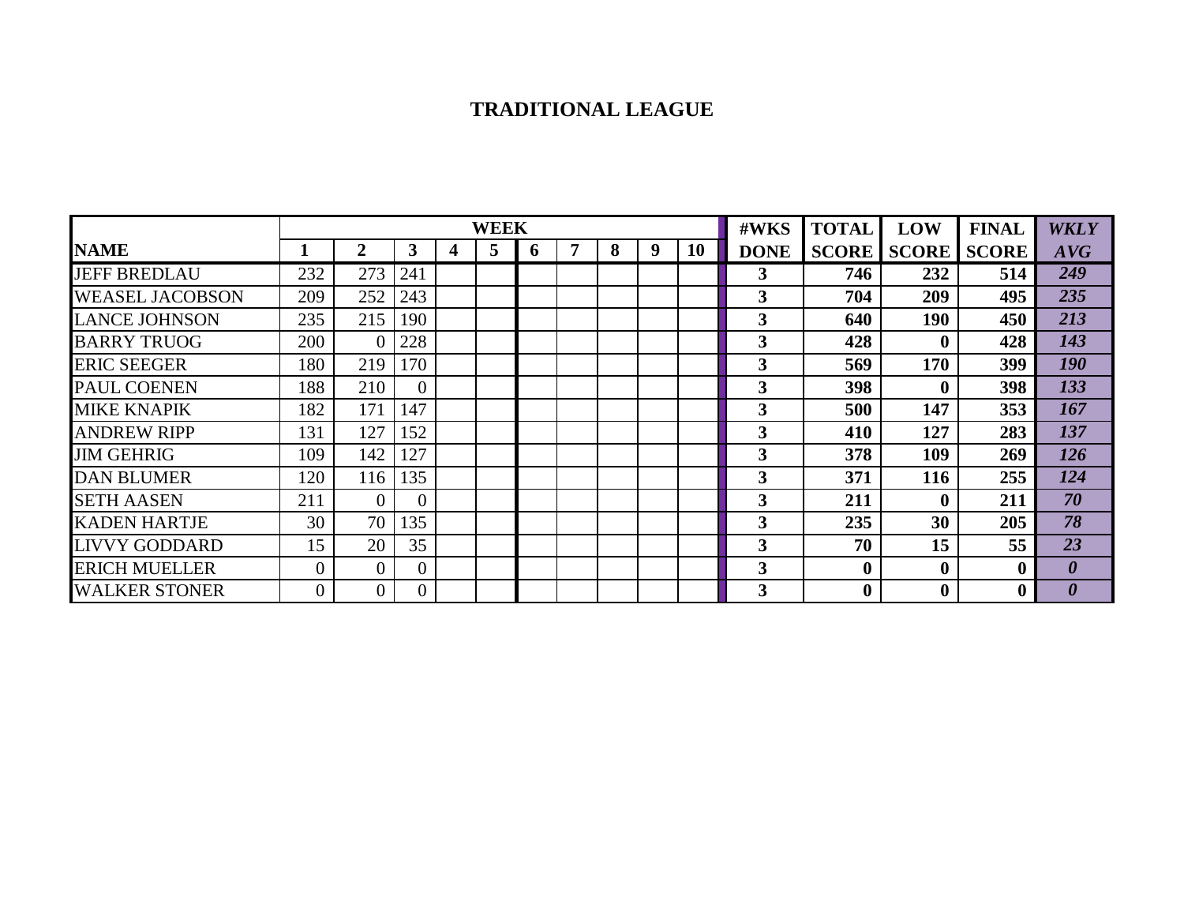# TRADITIONAL LEAGUE

| NAME | WEEK 1 | 2 | 3 | 4 | 5 | 6 | 7 | 8 | 9 | 10 | #WKS DONE | TOTAL SCORE | LOW SCORE | FINAL SCORE | *WKLY AVG* |
|---|---|---|---|---|---|---|---|---|---|---|---|---|---|---|---|
| JEFF BREDLAU | 232 | 273 | 241 | | | | | | | | **3** | **746** | **232** | **514** | ***249*** |
| WEASEL JACOBSON | 209 | 252 | 243 | | | | | | | | **3** | **704** | **209** | **495** | ***235*** |
| LANCE JOHNSON | 235 | 215 | 190 | | | | | | | | **3** | **640** | **190** | **450** | ***213*** |
| BARRY TRUOG | 200 | 0 | 228 | | | | | | | | **3** | **428** | **0** | **428** | ***143*** |
| ERIC SEEGER | 180 | 219 | 170 | | | | | | | | **3** | **569** | **170** | **399** | ***190*** |
| PAUL COENEN | 188 | 210 | 0 | | | | | | | | **3** | **398** | **0** | **398** | ***133*** |
| MIKE KNAPIK | 182 | 171 | 147 | | | | | | | | **3** | **500** | **147** | **353** | ***167*** |
| ANDREW RIPP | 131 | 127 | 152 | | | | | | | | **3** | **410** | **127** | **283** | ***137*** |
| JIM GEHRIG | 109 | 142 | 127 | | | | | | | | **3** | **378** | **109** | **269** | ***126*** |
| DAN BLUMER | 120 | 116 | 135 | | | | | | | | **3** | **371** | **116** | **255** | ***124*** |
| SETH AASEN | 211 | 0 | 0 | | | | | | | | **3** | **211** | **0** | **211** | ***70*** |
| KADEN HARTJE | 30 | 70 | 135 | | | | | | | | **3** | **235** | **30** | **205** | ***78*** |
| LIVVY GODDARD | 15 | 20 | 35 | | | | | | | | **3** | **70** | **15** | **55** | ***23*** |
| ERICH MUELLER | 0 | 0 | 0 | | | | | | | | **3** | **0** | **0** | **0** | ***0*** |
| WALKER STONER | 0 | 0 | 0 | | | | | | | | **3** | **0** | **0** | **0** | ***0*** |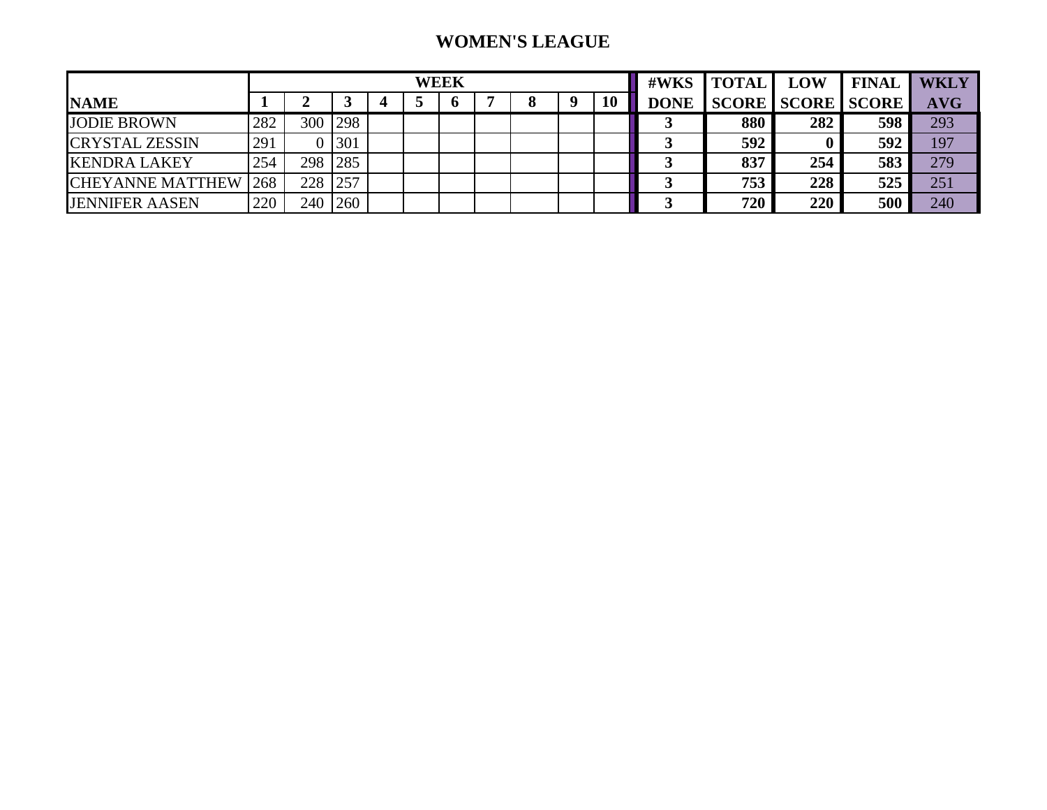# WOMEN'S LEAGUE

| NAME | WEEK 1 | 2 | 3 | 4 | 5 | 6 | 7 | 8 | 9 | 10 | #WKS DONE | TOTAL SCORE | LOW SCORE | FINAL SCORE | WKLY AVG |
|---|---|---|---|---|---|---|---|---|---|---|---|---|---|---|---|
| JODIE BROWN | 282 | 300 | 298 | | | | | | | | **3** | **880** | **282** | **598** | 293 |
| CRYSTAL ZESSIN | 291 | 0 | 301 | | | | | | | | **3** | **592** | **0** | **592** | 197 |
| KENDRA LAKEY | 254 | 298 | 285 | | | | | | | | **3** | **837** | **254** | **583** | 279 |
| CHEYANNE MATTHEW | 268 | 228 | 257 | | | | | | | | **3** | **753** | **228** | **525** | 251 |
| JENNIFER AASEN | 220 | 240 | 260 | | | | | | | | **3** | **720** | **220** | **500** | 240 |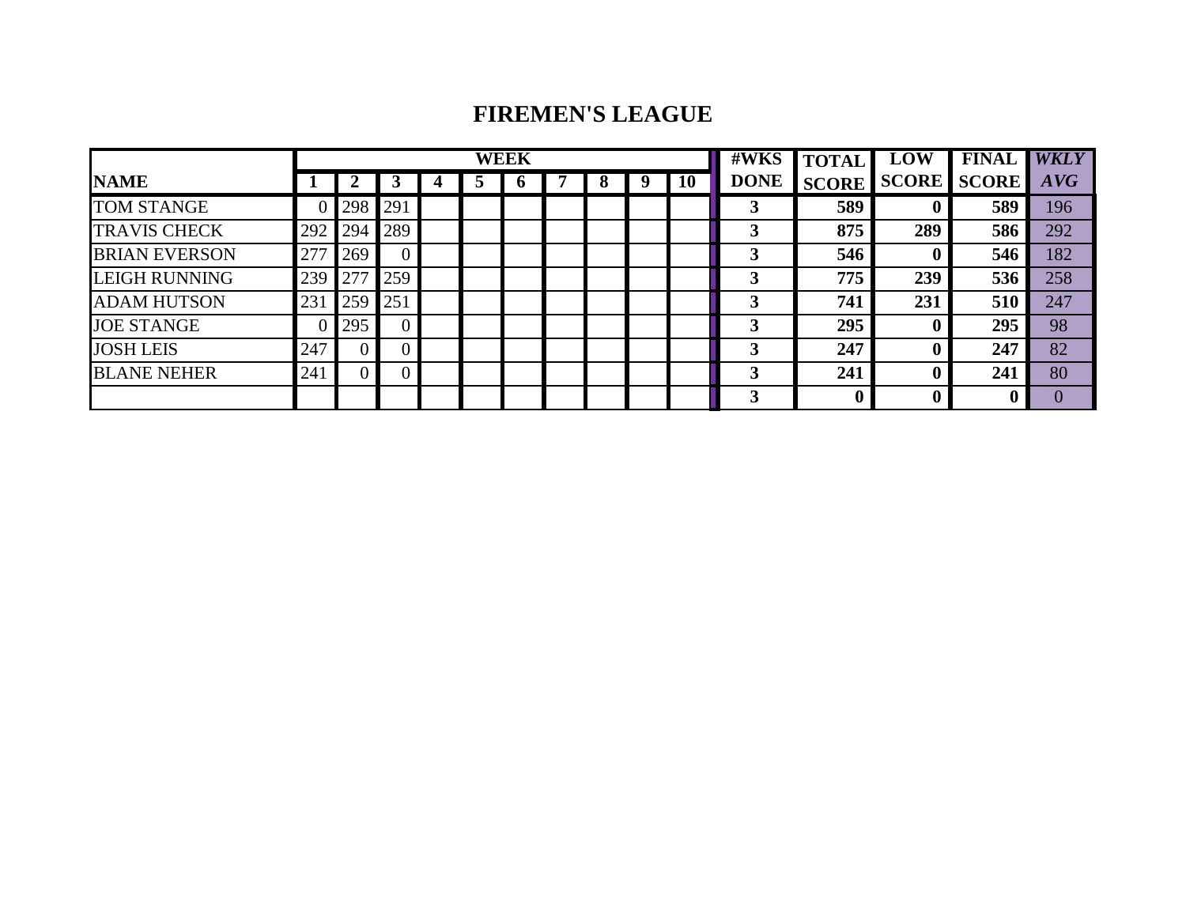# FIREMEN'S LEAGUE

| NAME | WEEK 1 | 2 | 3 | 4 | 5 | 6 | 7 | 8 | 9 | 10 | #WKS DONE | TOTAL SCORE | LOW SCORE | FINAL SCORE | *WKLY AVG* |
|---|---|---|---|---|---|---|---|---|---|---|---|---|---|---|---|
| TOM STANGE | 0 | 298 | 291 | | | | | | | | **3** | **589** | **0** | **589** | 196 |
| TRAVIS CHECK | 292 | 294 | 289 | | | | | | | | **3** | **875** | **289** | **586** | 292 |
| BRIAN EVERSON | 277 | 269 | 0 | | | | | | | | **3** | **546** | **0** | **546** | 182 |
| LEIGH RUNNING | 239 | 277 | 259 | | | | | | | | **3** | **775** | **239** | **536** | 258 |
| ADAM HUTSON | 231 | 259 | 251 | | | | | | | | **3** | **741** | **231** | **510** | 247 |
| JOE STANGE | 0 | 295 | 0 | | | | | | | | **3** | **295** | **0** | **295** | 98 |
| JOSH LEIS | 247 | 0 | 0 | | | | | | | | **3** | **247** | **0** | **247** | 82 |
| BLANE NEHER | 241 | 0 | 0 | | | | | | | | **3** | **241** | **0** | **241** | 80 |
| | | | | | | | | | | | **3** | **0** | **0** | **0** | 0 |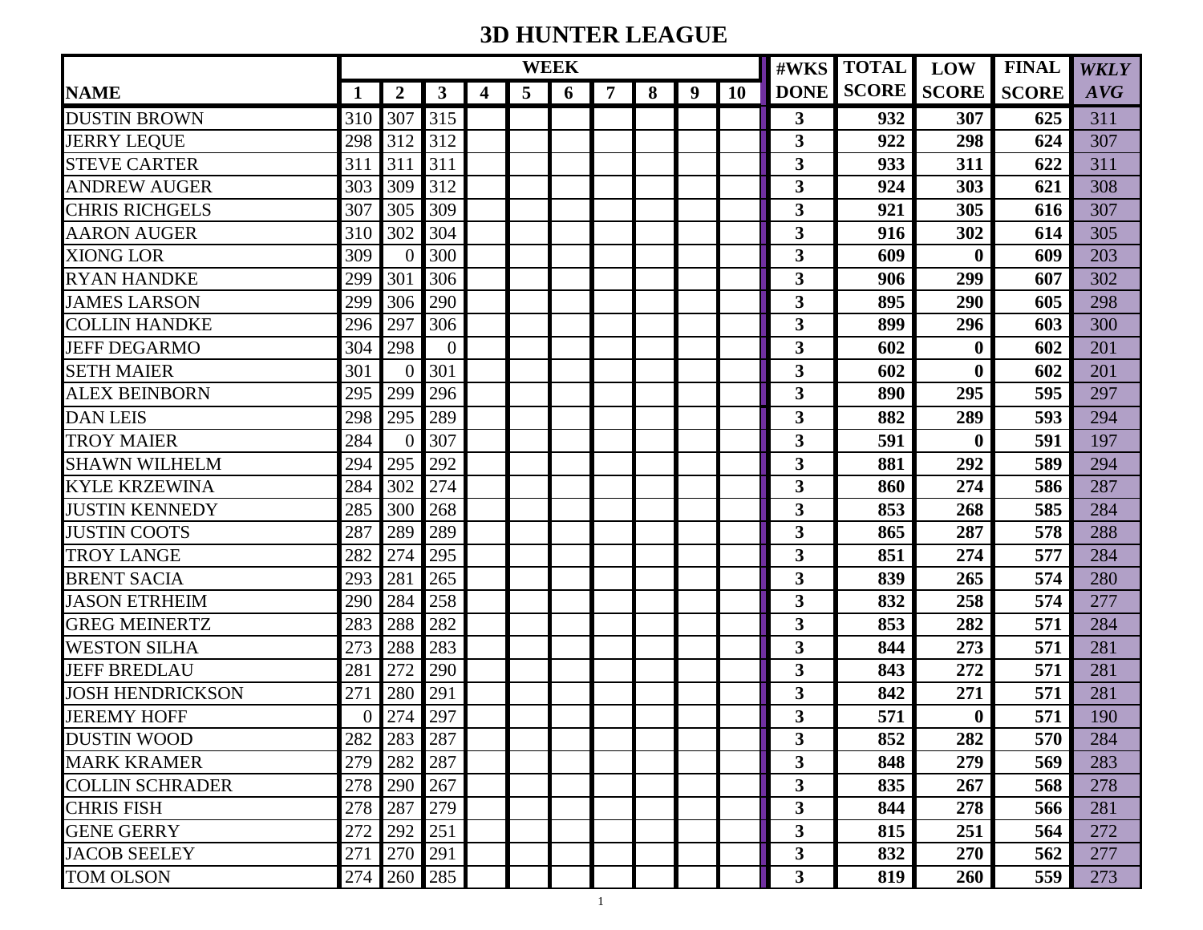# 3D HUNTER LEAGUE

| NAME | WEEK 1 | 2 | 3 | 4 | 5 | 6 | 7 | 8 | 9 | 10 | #WKS DONE | TOTAL SCORE | LOW SCORE | FINAL SCORE | *WKLY AVG* |
|---|---|---|---|---|---|---|---|---|---|---|---|---|---|---|---|
| DUSTIN BROWN | 310 | 307 | 315 | | | | | | | | **3** | **932** | **307** | **625** | 311 |
| JERRY LEQUE | 298 | 312 | 312 | | | | | | | | **3** | **922** | **298** | **624** | 307 |
| STEVE CARTER | 311 | 311 | 311 | | | | | | | | **3** | **933** | **311** | **622** | 311 |
| ANDREW AUGER | 303 | 309 | 312 | | | | | | | | **3** | **924** | **303** | **621** | 308 |
| CHRIS RICHGELS | 307 | 305 | 309 | | | | | | | | **3** | **921** | **305** | **616** | 307 |
| AARON AUGER | 310 | 302 | 304 | | | | | | | | **3** | **916** | **302** | **614** | 305 |
| XIONG LOR | 309 | 0 | 300 | | | | | | | | **3** | **609** | **0** | **609** | 203 |
| RYAN HANDKE | 299 | 301 | 306 | | | | | | | | **3** | **906** | **299** | **607** | 302 |
| JAMES LARSON | 299 | 306 | 290 | | | | | | | | **3** | **895** | **290** | **605** | 298 |
| COLLIN HANDKE | 296 | 297 | 306 | | | | | | | | **3** | **899** | **296** | **603** | 300 |
| JEFF DEGARMO | 304 | 298 | 0 | | | | | | | | **3** | **602** | **0** | **602** | 201 |
| SETH MAIER | 301 | 0 | 301 | | | | | | | | **3** | **602** | **0** | **602** | 201 |
| ALEX BEINBORN | 295 | 299 | 296 | | | | | | | | **3** | **890** | **295** | **595** | 297 |
| DAN LEIS | 298 | 295 | 289 | | | | | | | | **3** | **882** | **289** | **593** | 294 |
| TROY MAIER | 284 | 0 | 307 | | | | | | | | **3** | **591** | **0** | **591** | 197 |
| SHAWN WILHELM | 294 | 295 | 292 | | | | | | | | **3** | **881** | **292** | **589** | 294 |
| KYLE KRZEWINA | 284 | 302 | 274 | | | | | | | | **3** | **860** | **274** | **586** | 287 |
| JUSTIN KENNEDY | 285 | 300 | 268 | | | | | | | | **3** | **853** | **268** | **585** | 284 |
| JUSTIN COOTS | 287 | 289 | 289 | | | | | | | | **3** | **865** | **287** | **578** | 288 |
| TROY LANGE | 282 | 274 | 295 | | | | | | | | **3** | **851** | **274** | **577** | 284 |
| BRENT SACIA | 293 | 281 | 265 | | | | | | | | **3** | **839** | **265** | **574** | 280 |
| JASON ETRHEIM | 290 | 284 | 258 | | | | | | | | **3** | **832** | **258** | **574** | 277 |
| GREG MEINERTZ | 283 | 288 | 282 | | | | | | | | **3** | **853** | **282** | **571** | 284 |
| WESTON SILHA | 273 | 288 | 283 | | | | | | | | **3** | **844** | **273** | **571** | 281 |
| JEFF BREDLAU | 281 | 272 | 290 | | | | | | | | **3** | **843** | **272** | **571** | 281 |
| JOSH HENDRICKSON | 271 | 280 | 291 | | | | | | | | **3** | **842** | **271** | **571** | 281 |
| JEREMY HOFF | 0 | 274 | 297 | | | | | | | | **3** | **571** | **0** | **571** | 190 |
| DUSTIN WOOD | 282 | 283 | 287 | | | | | | | | **3** | **852** | **282** | **570** | 284 |
| MARK KRAMER | 279 | 282 | 287 | | | | | | | | **3** | **848** | **279** | **569** | 283 |
| COLLIN SCHRADER | 278 | 290 | 267 | | | | | | | | **3** | **835** | **267** | **568** | 278 |
| CHRIS FISH | 278 | 287 | 279 | | | | | | | | **3** | **844** | **278** | **566** | 281 |
| GENE GERRY | 272 | 292 | 251 | | | | | | | | **3** | **815** | **251** | **564** | 272 |
| JACOB SEELEY | 271 | 270 | 291 | | | | | | | | **3** | **832** | **270** | **562** | 277 |
| TOM OLSON | 274 | 260 | 285 | | | | | | | | **3** | **819** | **260** | **559** | 273 |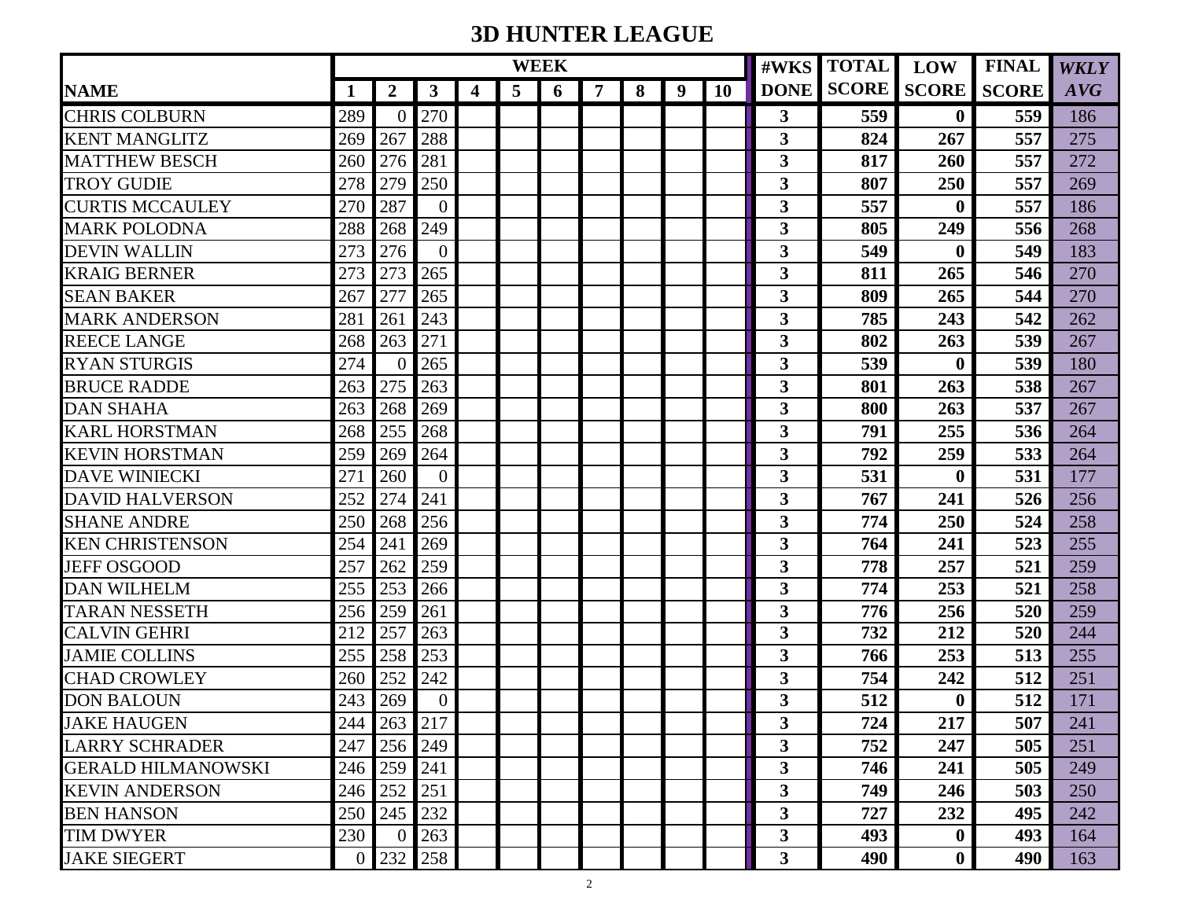# 3D HUNTER LEAGUE

| NAME | WEEK 1 | 2 | 3 | 4 | 5 | 6 | 7 | 8 | 9 | 10 | #WKS DONE | TOTAL SCORE | LOW SCORE | FINAL SCORE | WKLY AVG |
|---|---|---|---|---|---|---|---|---|---|---|---|---|---|---|---|
| CHRIS COLBURN | 289 | 0 | 270 | | | | | | | | 3 | 559 | 0 | 559 | 186 |
| KENT MANGLITZ | 269 | 267 | 288 | | | | | | | | 3 | 824 | 267 | 557 | 275 |
| MATTHEW BESCH | 260 | 276 | 281 | | | | | | | | 3 | 817 | 260 | 557 | 272 |
| TROY GUDIE | 278 | 279 | 250 | | | | | | | | 3 | 807 | 250 | 557 | 269 |
| CURTIS MCCAULEY | 270 | 287 | 0 | | | | | | | | 3 | 557 | 0 | 557 | 186 |
| MARK POLODNA | 288 | 268 | 249 | | | | | | | | 3 | 805 | 249 | 556 | 268 |
| DEVIN WALLIN | 273 | 276 | 0 | | | | | | | | 3 | 549 | 0 | 549 | 183 |
| KRAIG BERNER | 273 | 273 | 265 | | | | | | | | 3 | 811 | 265 | 546 | 270 |
| SEAN BAKER | 267 | 277 | 265 | | | | | | | | 3 | 809 | 265 | 544 | 270 |
| MARK ANDERSON | 281 | 261 | 243 | | | | | | | | 3 | 785 | 243 | 542 | 262 |
| REECE LANGE | 268 | 263 | 271 | | | | | | | | 3 | 802 | 263 | 539 | 267 |
| RYAN STURGIS | 274 | 0 | 265 | | | | | | | | 3 | 539 | 0 | 539 | 180 |
| BRUCE RADDE | 263 | 275 | 263 | | | | | | | | 3 | 801 | 263 | 538 | 267 |
| DAN SHAHA | 263 | 268 | 269 | | | | | | | | 3 | 800 | 263 | 537 | 267 |
| KARL HORSTMAN | 268 | 255 | 268 | | | | | | | | 3 | 791 | 255 | 536 | 264 |
| KEVIN HORSTMAN | 259 | 269 | 264 | | | | | | | | 3 | 792 | 259 | 533 | 264 |
| DAVE WINIECKI | 271 | 260 | 0 | | | | | | | | 3 | 531 | 0 | 531 | 177 |
| DAVID HALVERSON | 252 | 274 | 241 | | | | | | | | 3 | 767 | 241 | 526 | 256 |
| SHANE ANDRE | 250 | 268 | 256 | | | | | | | | 3 | 774 | 250 | 524 | 258 |
| KEN CHRISTENSON | 254 | 241 | 269 | | | | | | | | 3 | 764 | 241 | 523 | 255 |
| JEFF OSGOOD | 257 | 262 | 259 | | | | | | | | 3 | 778 | 257 | 521 | 259 |
| DAN WILHELM | 255 | 253 | 266 | | | | | | | | 3 | 774 | 253 | 521 | 258 |
| TARAN NESSETH | 256 | 259 | 261 | | | | | | | | 3 | 776 | 256 | 520 | 259 |
| CALVIN GEHRI | 212 | 257 | 263 | | | | | | | | 3 | 732 | 212 | 520 | 244 |
| JAMIE COLLINS | 255 | 258 | 253 | | | | | | | | 3 | 766 | 253 | 513 | 255 |
| CHAD CROWLEY | 260 | 252 | 242 | | | | | | | | 3 | 754 | 242 | 512 | 251 |
| DON BALOUN | 243 | 269 | 0 | | | | | | | | 3 | 512 | 0 | 512 | 171 |
| JAKE HAUGEN | 244 | 263 | 217 | | | | | | | | 3 | 724 | 217 | 507 | 241 |
| LARRY SCHRADER | 247 | 256 | 249 | | | | | | | | 3 | 752 | 247 | 505 | 251 |
| GERALD HILMANOWSKI | 246 | 259 | 241 | | | | | | | | 3 | 746 | 241 | 505 | 249 |
| KEVIN ANDERSON | 246 | 252 | 251 | | | | | | | | 3 | 749 | 246 | 503 | 250 |
| BEN HANSON | 250 | 245 | 232 | | | | | | | | 3 | 727 | 232 | 495 | 242 |
| TIM DWYER | 230 | 0 | 263 | | | | | | | | 3 | 493 | 0 | 493 | 164 |
| JAKE SIEGERT | 0 | 232 | 258 | | | | | | | | 3 | 490 | 0 | 490 | 163 |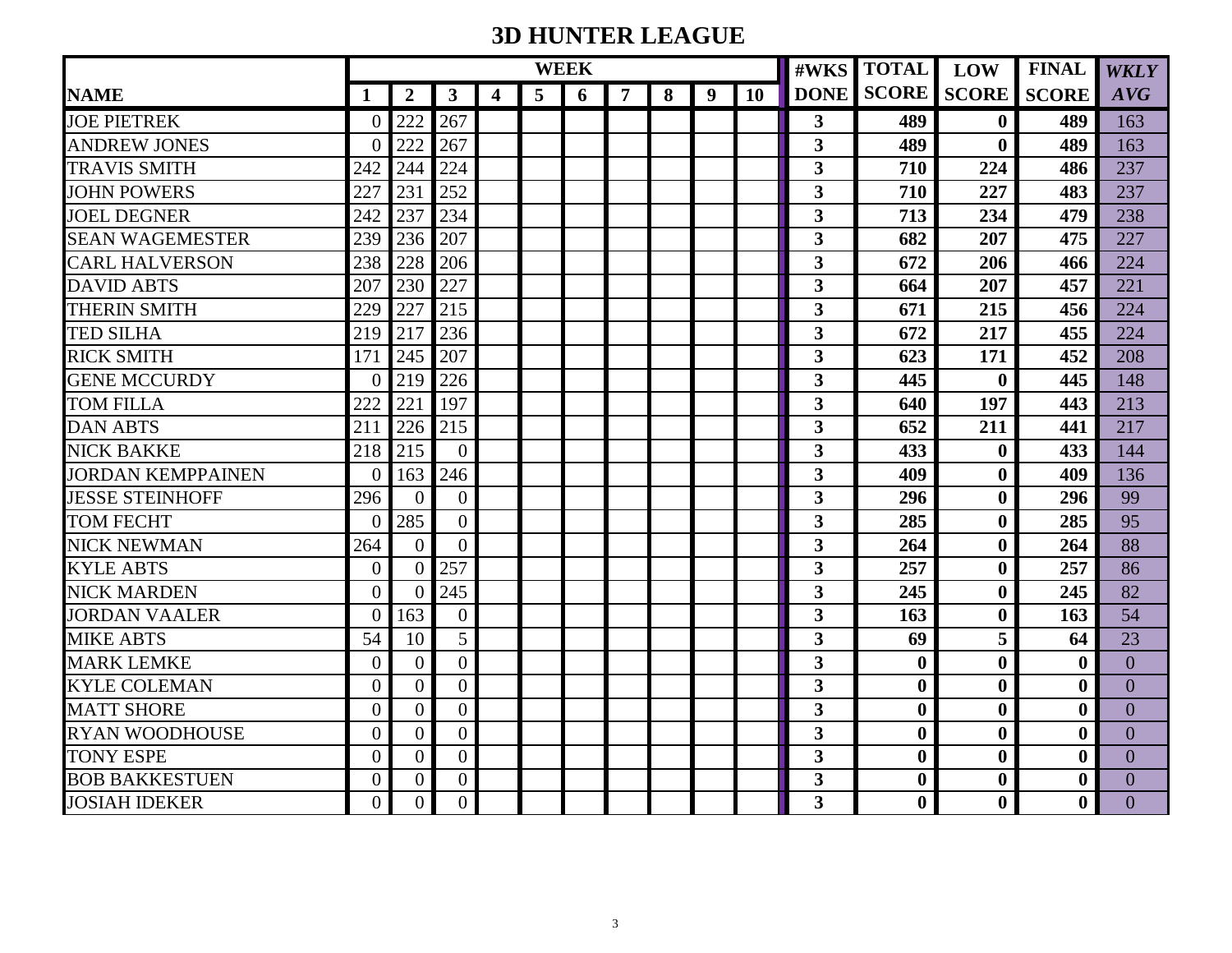# 3D HUNTER LEAGUE

| NAME | WEEK 1 | 2 | 3 | 4 | 5 | 6 | 7 | 8 | 9 | 10 | #WKS DONE | TOTAL SCORE | LOW SCORE | FINAL SCORE | WKLY AVG |
|---|---|---|---|---|---|---|---|---|---|---|---|---|---|---|---|
| JOE PIETREK | 0 | 222 | 267 | | | | | | | | 3 | 489 | 0 | 489 | 163 |
| ANDREW JONES | 0 | 222 | 267 | | | | | | | | 3 | 489 | 0 | 489 | 163 |
| TRAVIS SMITH | 242 | 244 | 224 | | | | | | | | 3 | 710 | 224 | 486 | 237 |
| JOHN POWERS | 227 | 231 | 252 | | | | | | | | 3 | 710 | 227 | 483 | 237 |
| JOEL DEGNER | 242 | 237 | 234 | | | | | | | | 3 | 713 | 234 | 479 | 238 |
| SEAN WAGEMESTER | 239 | 236 | 207 | | | | | | | | 3 | 682 | 207 | 475 | 227 |
| CARL HALVERSON | 238 | 228 | 206 | | | | | | | | 3 | 672 | 206 | 466 | 224 |
| DAVID ABTS | 207 | 230 | 227 | | | | | | | | 3 | 664 | 207 | 457 | 221 |
| THERIN SMITH | 229 | 227 | 215 | | | | | | | | 3 | 671 | 215 | 456 | 224 |
| TED SILHA | 219 | 217 | 236 | | | | | | | | 3 | 672 | 217 | 455 | 224 |
| RICK SMITH | 171 | 245 | 207 | | | | | | | | 3 | 623 | 171 | 452 | 208 |
| GENE MCCURDY | 0 | 219 | 226 | | | | | | | | 3 | 445 | 0 | 445 | 148 |
| TOM FILLA | 222 | 221 | 197 | | | | | | | | 3 | 640 | 197 | 443 | 213 |
| DAN ABTS | 211 | 226 | 215 | | | | | | | | 3 | 652 | 211 | 441 | 217 |
| NICK BAKKE | 218 | 215 | 0 | | | | | | | | 3 | 433 | 0 | 433 | 144 |
| JORDAN KEMPPAINEN | 0 | 163 | 246 | | | | | | | | 3 | 409 | 0 | 409 | 136 |
| JESSE STEINHOFF | 296 | 0 | 0 | | | | | | | | 3 | 296 | 0 | 296 | 99 |
| TOM FECHT | 0 | 285 | 0 | | | | | | | | 3 | 285 | 0 | 285 | 95 |
| NICK NEWMAN | 264 | 0 | 0 | | | | | | | | 3 | 264 | 0 | 264 | 88 |
| KYLE ABTS | 0 | 0 | 257 | | | | | | | | 3 | 257 | 0 | 257 | 86 |
| NICK MARDEN | 0 | 0 | 245 | | | | | | | | 3 | 245 | 0 | 245 | 82 |
| JORDAN VAALER | 0 | 163 | 0 | | | | | | | | 3 | 163 | 0 | 163 | 54 |
| MIKE ABTS | 54 | 10 | 5 | | | | | | | | 3 | 69 | 5 | 64 | 23 |
| MARK LEMKE | 0 | 0 | 0 | | | | | | | | 3 | 0 | 0 | 0 | 0 |
| KYLE COLEMAN | 0 | 0 | 0 | | | | | | | | 3 | 0 | 0 | 0 | 0 |
| MATT SHORE | 0 | 0 | 0 | | | | | | | | 3 | 0 | 0 | 0 | 0 |
| RYAN WOODHOUSE | 0 | 0 | 0 | | | | | | | | 3 | 0 | 0 | 0 | 0 |
| TONY ESPE | 0 | 0 | 0 | | | | | | | | 3 | 0 | 0 | 0 | 0 |
| BOB BAKKESTUEN | 0 | 0 | 0 | | | | | | | | 3 | 0 | 0 | 0 | 0 |
| JOSIAH IDEKER | 0 | 0 | 0 | | | | | | | | 3 | 0 | 0 | 0 | 0 |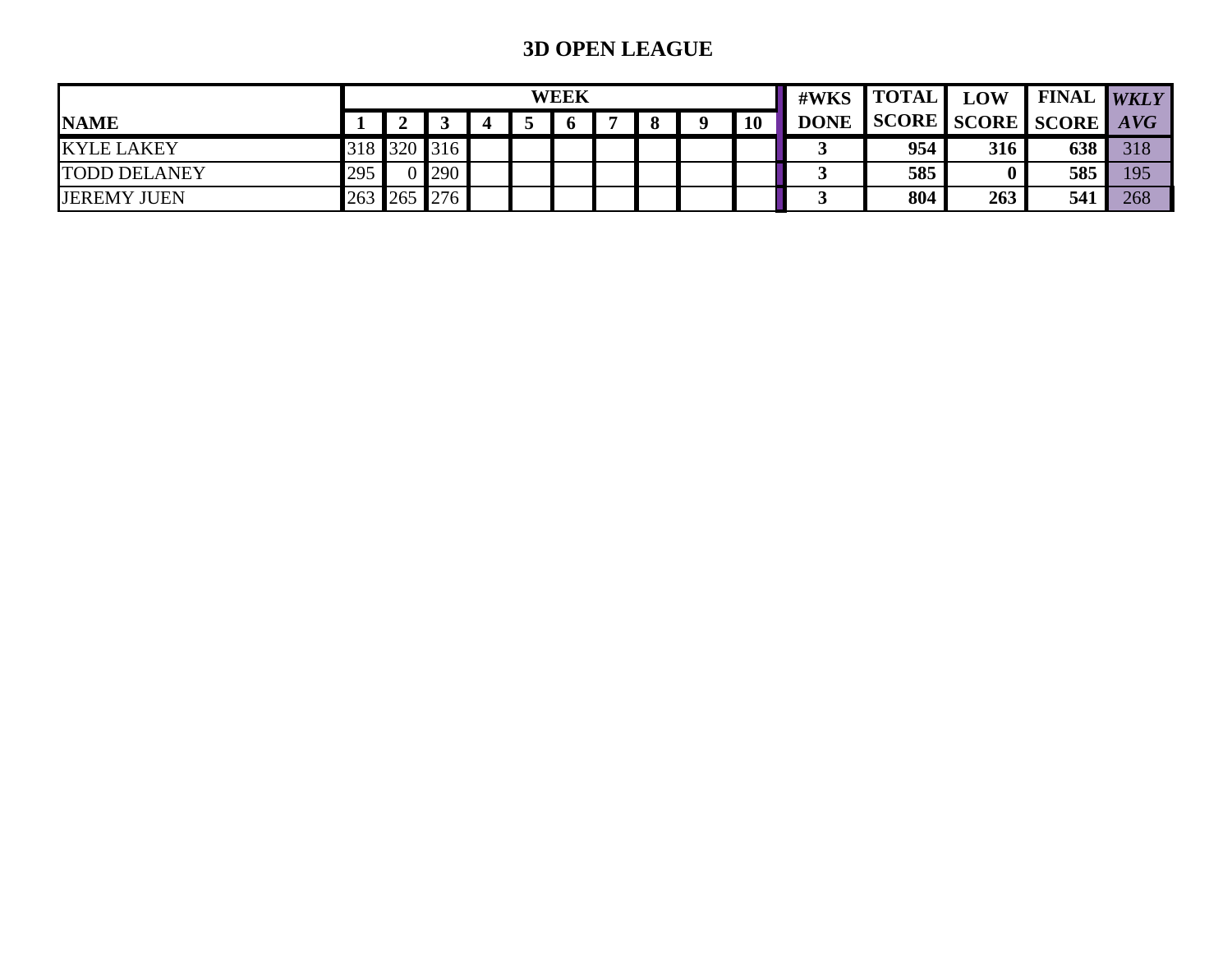# 3D OPEN LEAGUE

| NAME | WEEK 1 | 2 | 3 | 4 | 5 | 6 | 7 | 8 | 9 | 10 | #WKS DONE | TOTAL SCORE | LOW SCORE | FINAL SCORE | *WKLY AVG* |
|---|---|---|---|---|---|---|---|---|---|---|---|---|---|---|---|
| KYLE LAKEY | 318 | 320 | 316 | | | | | | | | 3 | 954 | 316 | 638 | 318 |
| TODD DELANEY | 295 | 0 | 290 | | | | | | | | 3 | 585 | 0 | 585 | 195 |
| JEREMY JUEN | 263 | 265 | 276 | | | | | | | | 3 | 804 | 263 | 541 | 268 |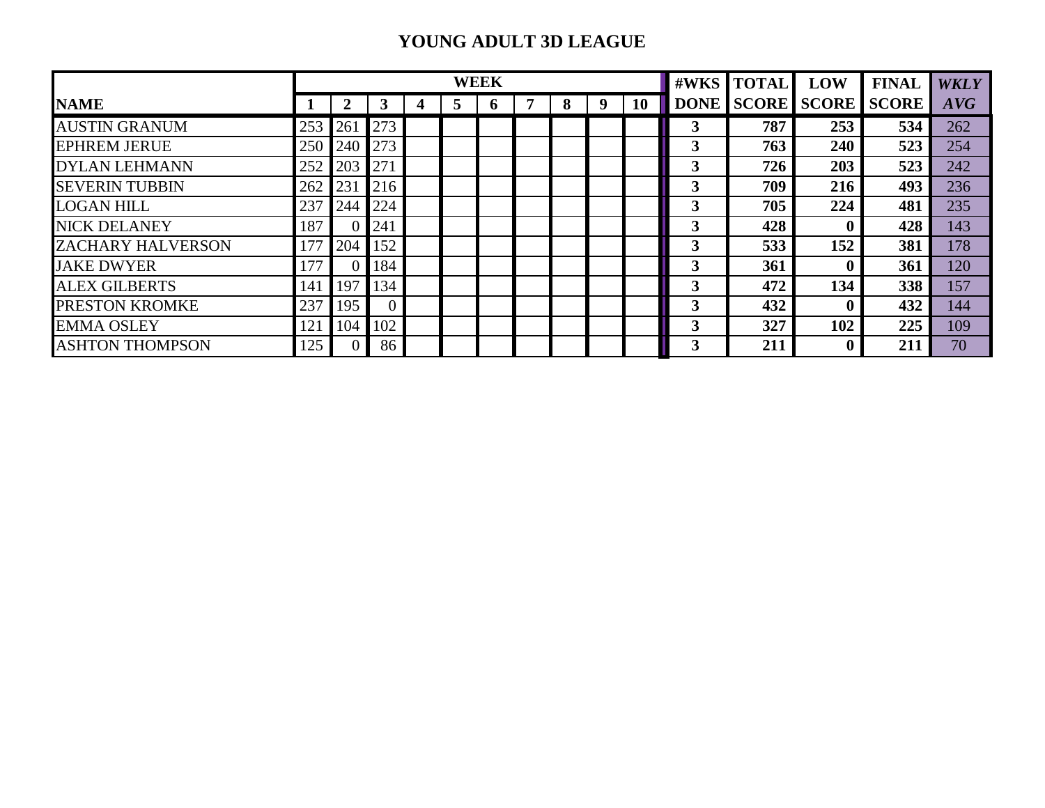# YOUNG ADULT 3D LEAGUE

| NAME | WEEK 1 | 2 | 3 | 4 | 5 | 6 | 7 | 8 | 9 | 10 | #WKS DONE | TOTAL SCORE | LOW SCORE | FINAL SCORE | *WKLY AVG* |
|---|---|---|---|---|---|---|---|---|---|---|---|---|---|---|---|
| AUSTIN GRANUM | 253 | 261 | 273 | | | | | | | | **3** | **787** | **253** | **534** | 262 |
| EPHREM JERUE | 250 | 240 | 273 | | | | | | | | **3** | **763** | **240** | **523** | 254 |
| DYLAN LEHMANN | 252 | 203 | 271 | | | | | | | | **3** | **726** | **203** | **523** | 242 |
| SEVERIN TUBBIN | 262 | 231 | 216 | | | | | | | | **3** | **709** | **216** | **493** | 236 |
| LOGAN HILL | 237 | 244 | 224 | | | | | | | | **3** | **705** | **224** | **481** | 235 |
| NICK DELANEY | 187 | 0 | 241 | | | | | | | | **3** | **428** | **0** | **428** | 143 |
| ZACHARY HALVERSON | 177 | 204 | 152 | | | | | | | | **3** | **533** | **152** | **381** | 178 |
| JAKE DWYER | 177 | 0 | 184 | | | | | | | | **3** | **361** | **0** | **361** | 120 |
| ALEX GILBERTS | 141 | 197 | 134 | | | | | | | | **3** | **472** | **134** | **338** | 157 |
| PRESTON KROMKE | 237 | 195 | 0 | | | | | | | | **3** | **432** | **0** | **432** | 144 |
| EMMA OSLEY | 121 | 104 | 102 | | | | | | | | **3** | **327** | **102** | **225** | 109 |
| ASHTON THOMPSON | 125 | 0 | 86 | | | | | | | | **3** | **211** | **0** | **211** | 70 |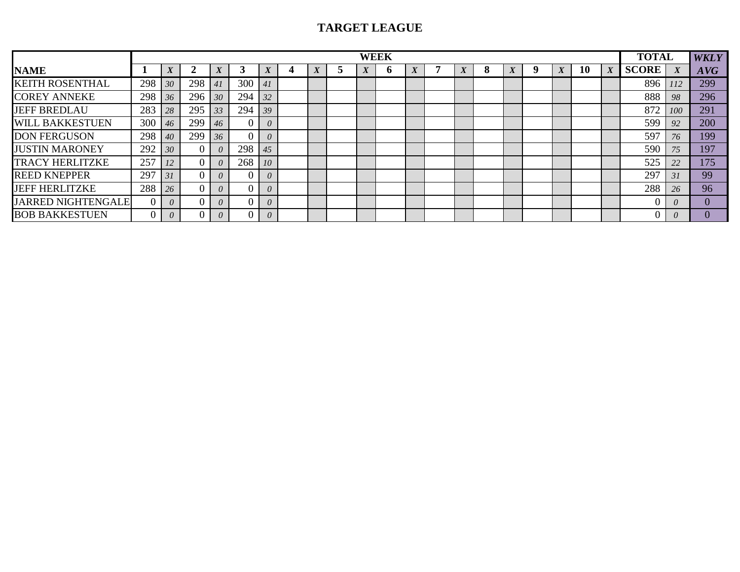# TARGET LEAGUE

| NAME | WEEK | | | | | | | | | | | | | | | | | | | | TOTAL | | *WKLY* |
|---|---|---|---|---|---|---|---|---|---|---|---|---|---|---|---|---|---|---|---|---|---|---|---|
| | 1 | *X* | 2 | *X* | 3 | *X* | 4 | *X* | 5 | *X* | 6 | *X* | 7 | *X* | 8 | *X* | 9 | *X* | 10 | *X* | SCORE | *X* | *AVG* |
| KEITH ROSENTHAL | 298 | *30* | 298 | *41* | 300 | *41* | | | | | | | | | | | | | | | 896 | *112* | 299 |
| COREY ANNEKE | 298 | *36* | 296 | *30* | 294 | *32* | | | | | | | | | | | | | | | 888 | *98* | 296 |
| JEFF BREDLAU | 283 | *28* | 295 | *33* | 294 | *39* | | | | | | | | | | | | | | | 872 | *100* | 291 |
| WILL BAKKESTUEN | 300 | *46* | 299 | *46* | 0 | *0* | | | | | | | | | | | | | | | 599 | *92* | 200 |
| DON FERGUSON | 298 | *40* | 299 | *36* | 0 | *0* | | | | | | | | | | | | | | | 597 | *76* | 199 |
| JUSTIN MARONEY | 292 | *30* | 0 | *0* | 298 | *45* | | | | | | | | | | | | | | | 590 | *75* | 197 |
| TRACY HERLITZKE | 257 | *12* | 0 | *0* | 268 | *10* | | | | | | | | | | | | | | | 525 | *22* | 175 |
| REED KNEPPER | 297 | *31* | 0 | *0* | 0 | *0* | | | | | | | | | | | | | | | 297 | *31* | 99 |
| JEFF HERLITZKE | 288 | *26* | 0 | *0* | 0 | *0* | | | | | | | | | | | | | | | 288 | *26* | 96 |
| JARRED NIGHTENGALE | 0 | *0* | 0 | *0* | 0 | *0* | | | | | | | | | | | | | | | 0 | *0* | 0 |
| BOB BAKKESTUEN | 0 | *0* | 0 | *0* | 0 | *0* | | | | | | | | | | | | | | | 0 | *0* | 0 |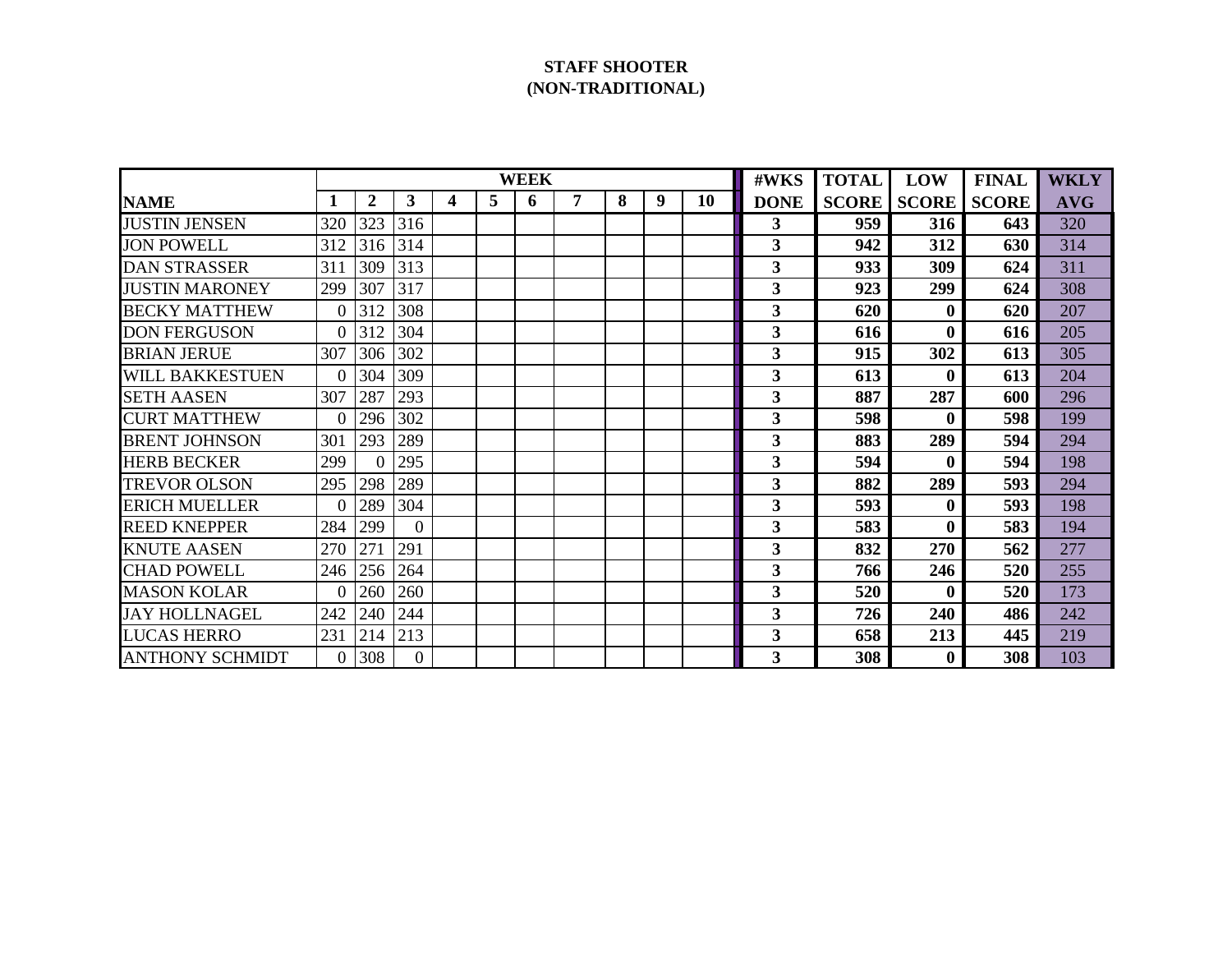**STAFF SHOOTER**
**(NON-TRADITIONAL)**

| | WEEK | | | | | | | | | | #WKS | TOTAL | LOW | FINAL | WKLY |
|---|---|---|---|---|---|---|---|---|---|---|---|---|---|---|---|
| NAME | 1 | 2 | 3 | 4 | 5 | 6 | 7 | 8 | 9 | 10 | DONE | SCORE | SCORE | SCORE | AVG |
| JUSTIN JENSEN | 320 | 323 | 316 | | | | | | | | 3 | 959 | 316 | 643 | 320 |
| JON POWELL | 312 | 316 | 314 | | | | | | | | 3 | 942 | 312 | 630 | 314 |
| DAN STRASSER | 311 | 309 | 313 | | | | | | | | 3 | 933 | 309 | 624 | 311 |
| JUSTIN MARONEY | 299 | 307 | 317 | | | | | | | | 3 | 923 | 299 | 624 | 308 |
| BECKY MATTHEW | 0 | 312 | 308 | | | | | | | | 3 | 620 | 0 | 620 | 207 |
| DON FERGUSON | 0 | 312 | 304 | | | | | | | | 3 | 616 | 0 | 616 | 205 |
| BRIAN JERUE | 307 | 306 | 302 | | | | | | | | 3 | 915 | 302 | 613 | 305 |
| WILL BAKKESTUEN | 0 | 304 | 309 | | | | | | | | 3 | 613 | 0 | 613 | 204 |
| SETH AASEN | 307 | 287 | 293 | | | | | | | | 3 | 887 | 287 | 600 | 296 |
| CURT MATTHEW | 0 | 296 | 302 | | | | | | | | 3 | 598 | 0 | 598 | 199 |
| BRENT JOHNSON | 301 | 293 | 289 | | | | | | | | 3 | 883 | 289 | 594 | 294 |
| HERB BECKER | 299 | 0 | 295 | | | | | | | | 3 | 594 | 0 | 594 | 198 |
| TREVOR OLSON | 295 | 298 | 289 | | | | | | | | 3 | 882 | 289 | 593 | 294 |
| ERICH MUELLER | 0 | 289 | 304 | | | | | | | | 3 | 593 | 0 | 593 | 198 |
| REED KNEPPER | 284 | 299 | 0 | | | | | | | | 3 | 583 | 0 | 583 | 194 |
| KNUTE AASEN | 270 | 271 | 291 | | | | | | | | 3 | 832 | 270 | 562 | 277 |
| CHAD POWELL | 246 | 256 | 264 | | | | | | | | 3 | 766 | 246 | 520 | 255 |
| MASON KOLAR | 0 | 260 | 260 | | | | | | | | 3 | 520 | 0 | 520 | 173 |
| JAY HOLLNAGEL | 242 | 240 | 244 | | | | | | | | 3 | 726 | 240 | 486 | 242 |
| LUCAS HERRO | 231 | 214 | 213 | | | | | | | | 3 | 658 | 213 | 445 | 219 |
| ANTHONY SCHMIDT | 0 | 308 | 0 | | | | | | | | 3 | 308 | 0 | 308 | 103 |